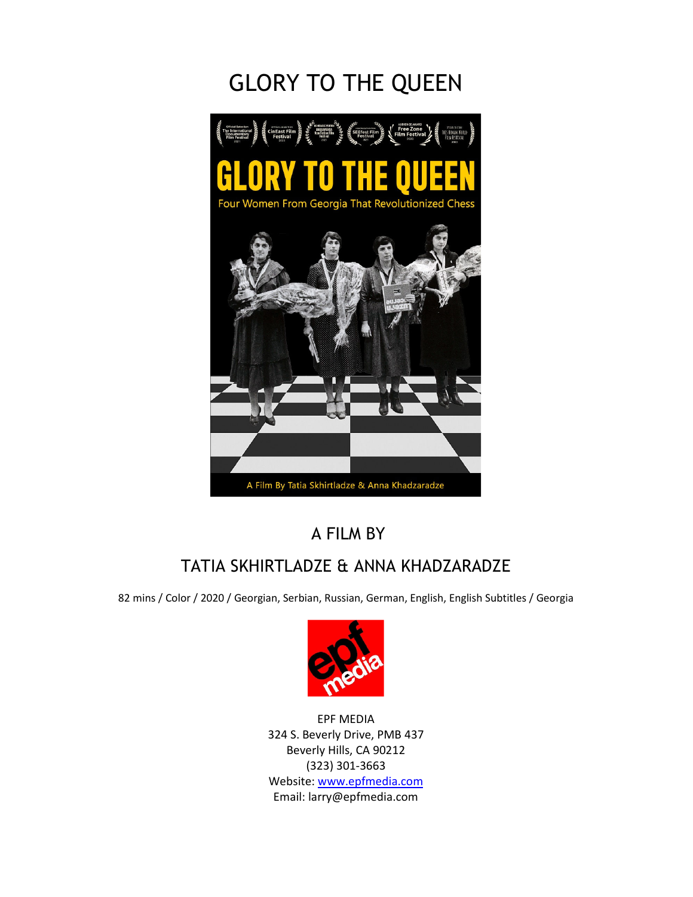# GLORY TO THE QUEEN

## A FILM BY

## TATIA SKHIRTLADZE & ANNA KHADZARADZE

82 mins / Color / 2020 / Georgian, Serbian, Russian, German, English, English Subtitles / Georgia

EPF MEDIA
324 S. Beverly Drive, PMB 437
Beverly Hills, CA 90212
(323) 301-3663
Website: [www.epfmedia.com](http://www.epfmedia.com)
Email: larry@epfmedia.com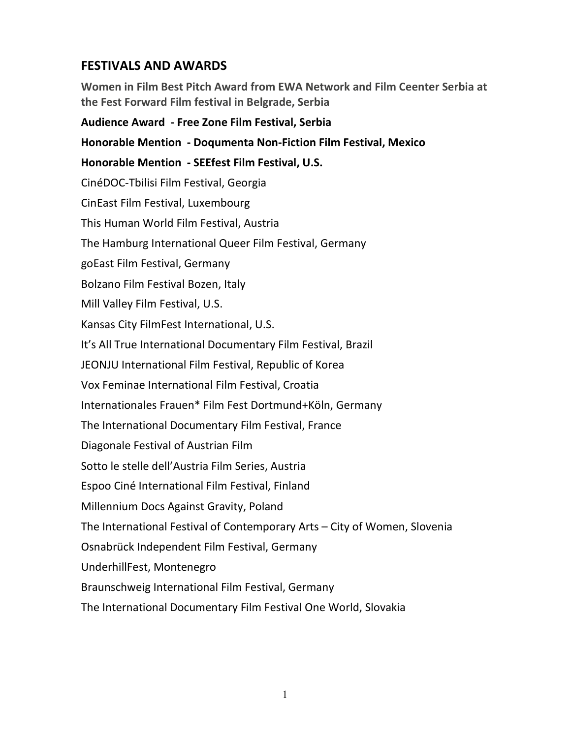## FESTIVALS AND AWARDS

**Women in Film Best Pitch Award from EWA Network and Film Ceenter Serbia at the Fest Forward Film festival in Belgrade, Serbia**

**Audience Award - Free Zone Film Festival, Serbia**

**Honorable Mention - Doqumenta Non-Fiction Film Festival, Mexico**

**Honorable Mention - SEEfest Film Festival, U.S.**

CinéDOC-Tbilisi Film Festival, Georgia

CinEast Film Festival, Luxembourg

This Human World Film Festival, Austria

The Hamburg International Queer Film Festival, Germany

goEast Film Festival, Germany

Bolzano Film Festival Bozen, Italy

Mill Valley Film Festival, U.S.

Kansas City FilmFest International, U.S.

It's All True International Documentary Film Festival, Brazil

JEONJU International Film Festival, Republic of Korea

Vox Feminae International Film Festival, Croatia

Internationales Frauen* Film Fest Dortmund+Köln, Germany

The International Documentary Film Festival, France

Diagonale Festival of Austrian Film

Sotto le stelle dell'Austria Film Series, Austria

Espoo Ciné International Film Festival, Finland

Millennium Docs Against Gravity, Poland

The International Festival of Contemporary Arts – City of Women, Slovenia

Osnabrück Independent Film Festival, Germany

UnderhillFest, Montenegro

Braunschweig International Film Festival, Germany

The International Documentary Film Festival One World, Slovakia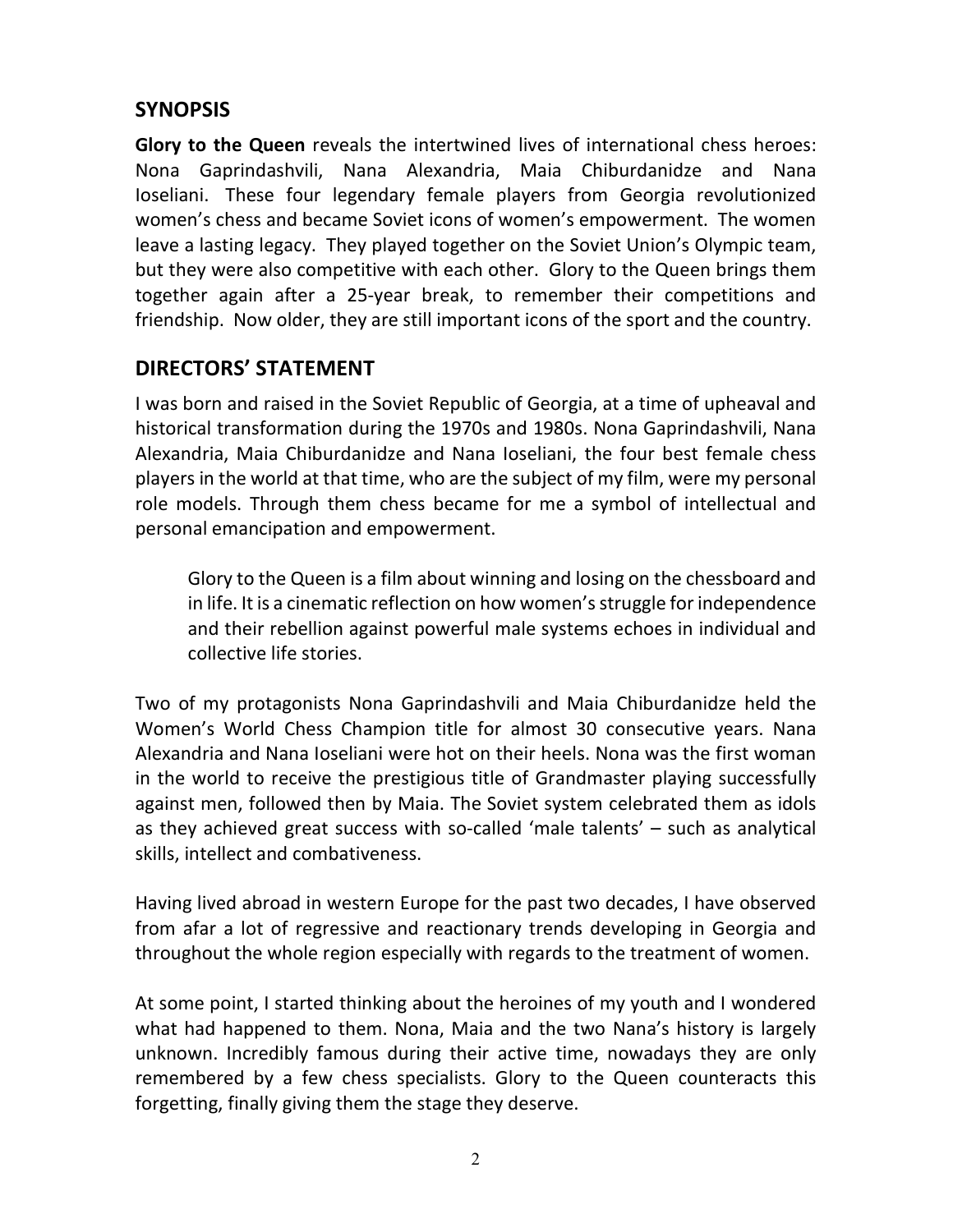## SYNOPSIS

**Glory to the Queen** reveals the intertwined lives of international chess heroes: Nona Gaprindashvili, Nana Alexandria, Maia Chiburdanidze and Nana Ioseliani. These four legendary female players from Georgia revolutionized women's chess and became Soviet icons of women's empowerment. The women leave a lasting legacy. They played together on the Soviet Union's Olympic team, but they were also competitive with each other. Glory to the Queen brings them together again after a 25-year break, to remember their competitions and friendship. Now older, they are still important icons of the sport and the country.

## DIRECTORS' STATEMENT

I was born and raised in the Soviet Republic of Georgia, at a time of upheaval and historical transformation during the 1970s and 1980s. Nona Gaprindashvili, Nana Alexandria, Maia Chiburdanidze and Nana Ioseliani, the four best female chess players in the world at that time, who are the subject of my film, were my personal role models. Through them chess became for me a symbol of intellectual and personal emancipation and empowerment.

> Glory to the Queen is a film about winning and losing on the chessboard and in life. It is a cinematic reflection on how women's struggle for independence and their rebellion against powerful male systems echoes in individual and collective life stories.

Two of my protagonists Nona Gaprindashvili and Maia Chiburdanidze held the Women's World Chess Champion title for almost 30 consecutive years. Nana Alexandria and Nana Ioseliani were hot on their heels. Nona was the first woman in the world to receive the prestigious title of Grandmaster playing successfully against men, followed then by Maia. The Soviet system celebrated them as idols as they achieved great success with so-called 'male talents' – such as analytical skills, intellect and combativeness.

Having lived abroad in western Europe for the past two decades, I have observed from afar a lot of regressive and reactionary trends developing in Georgia and throughout the whole region especially with regards to the treatment of women.

At some point, I started thinking about the heroines of my youth and I wondered what had happened to them. Nona, Maia and the two Nana's history is largely unknown. Incredibly famous during their active time, nowadays they are only remembered by a few chess specialists. Glory to the Queen counteracts this forgetting, finally giving them the stage they deserve.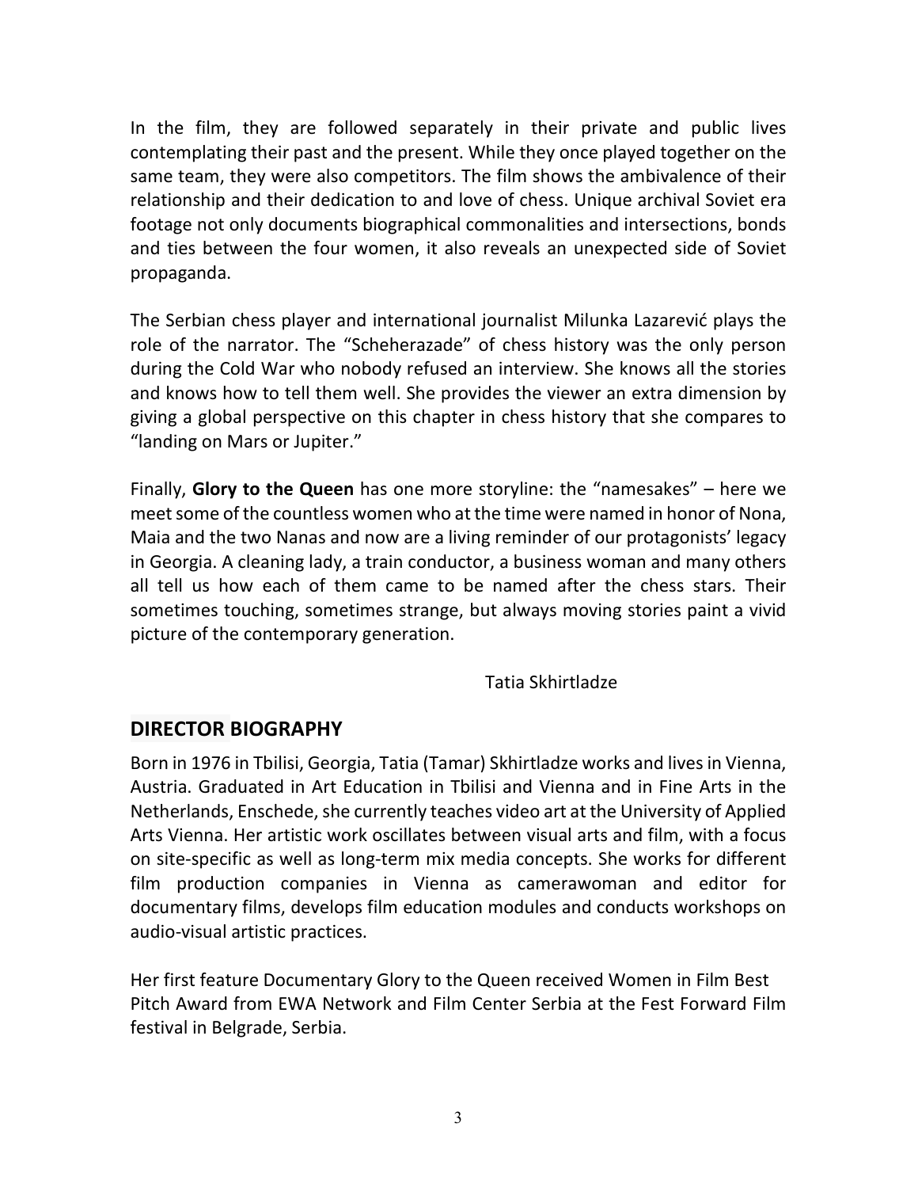In the film, they are followed separately in their private and public lives contemplating their past and the present. While they once played together on the same team, they were also competitors. The film shows the ambivalence of their relationship and their dedication to and love of chess. Unique archival Soviet era footage not only documents biographical commonalities and intersections, bonds and ties between the four women, it also reveals an unexpected side of Soviet propaganda.

The Serbian chess player and international journalist Milunka Lazarević plays the role of the narrator. The "Scheherazade" of chess history was the only person during the Cold War who nobody refused an interview. She knows all the stories and knows how to tell them well. She provides the viewer an extra dimension by giving a global perspective on this chapter in chess history that she compares to "landing on Mars or Jupiter."

Finally, **Glory to the Queen** has one more storyline: the "namesakes" – here we meet some of the countless women who at the time were named in honor of Nona, Maia and the two Nanas and now are a living reminder of our protagonists' legacy in Georgia. A cleaning lady, a train conductor, a business woman and many others all tell us how each of them came to be named after the chess stars. Their sometimes touching, sometimes strange, but always moving stories paint a vivid picture of the contemporary generation.

Tatia Skhirtladze

## DIRECTOR BIOGRAPHY

Born in 1976 in Tbilisi, Georgia, Tatia (Tamar) Skhirtladze works and lives in Vienna, Austria. Graduated in Art Education in Tbilisi and Vienna and in Fine Arts in the Netherlands, Enschede, she currently teaches video art at the University of Applied Arts Vienna. Her artistic work oscillates between visual arts and film, with a focus on site-specific as well as long-term mix media concepts. She works for different film production companies in Vienna as camerawoman and editor for documentary films, develops film education modules and conducts workshops on audio-visual artistic practices.

Her first feature Documentary Glory to the Queen received Women in Film Best Pitch Award from EWA Network and Film Center Serbia at the Fest Forward Film festival in Belgrade, Serbia.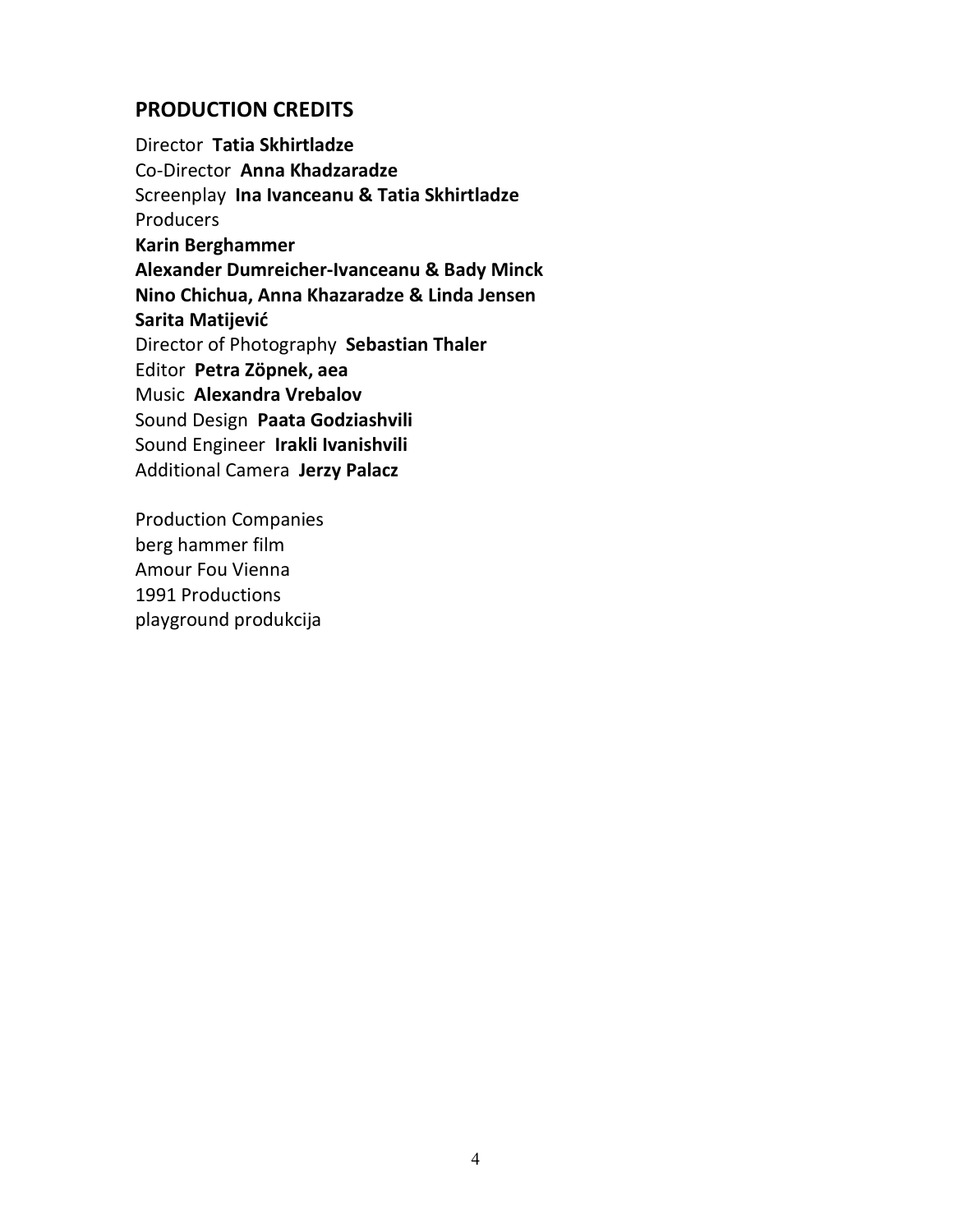## PRODUCTION CREDITS

Director **Tatia Skhirtladze**
Co-Director **Anna Khadzaradze**
Screenplay **Ina Ivanceanu & Tatia Skhirtladze**
Producers
**Karin Berghammer**
**Alexander Dumreicher-Ivanceanu & Bady Minck**
**Nino Chichua, Anna Khazaradze & Linda Jensen**
**Sarita Matijević**
Director of Photography **Sebastian Thaler**
Editor **Petra Zöpnek, aea**
Music **Alexandra Vrebalov**
Sound Design **Paata Godziashvili**
Sound Engineer **Irakli Ivanishvili**
Additional Camera **Jerzy Palacz**

Production Companies
berg hammer film
Amour Fou Vienna
1991 Productions
playground produkcija